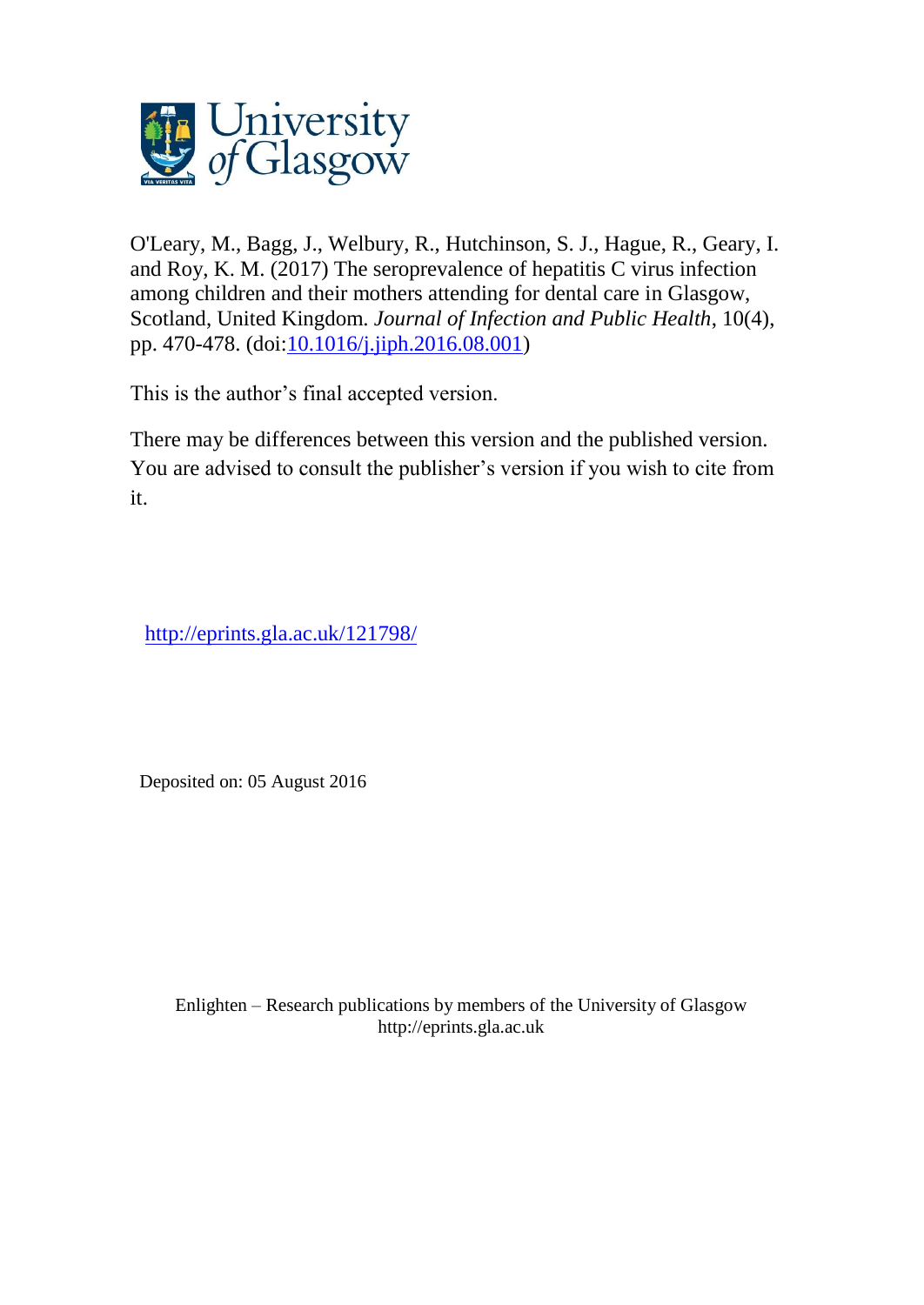O'Leary, M., Bagg, J., Welbury, R., Hutchinson, S. J., Hague, R., Geary, I. and Roy, K. M. (2017) The seroprevalence of hepatitis C virus infection among children and their mothers attending for dental care in Glasgow, Scotland, United Kingdom. *Journal of Infection and Public Health*, 10(4), pp. 470-478. (doi:[10.1016/j.jiph.2016.08.001](http://dx.doi.org/10.1016/j.jiph.2016.08.001))

This is the author's final accepted version.

There may be differences between this version and the published version. You are advised to consult the publisher's version if you wish to cite from it.

http://eprints.gla.ac.uk/121798/

Deposited on: 05 August 2016

Enlighten – Research publications by members of the University of Glasgow
http://eprints.gla.ac.uk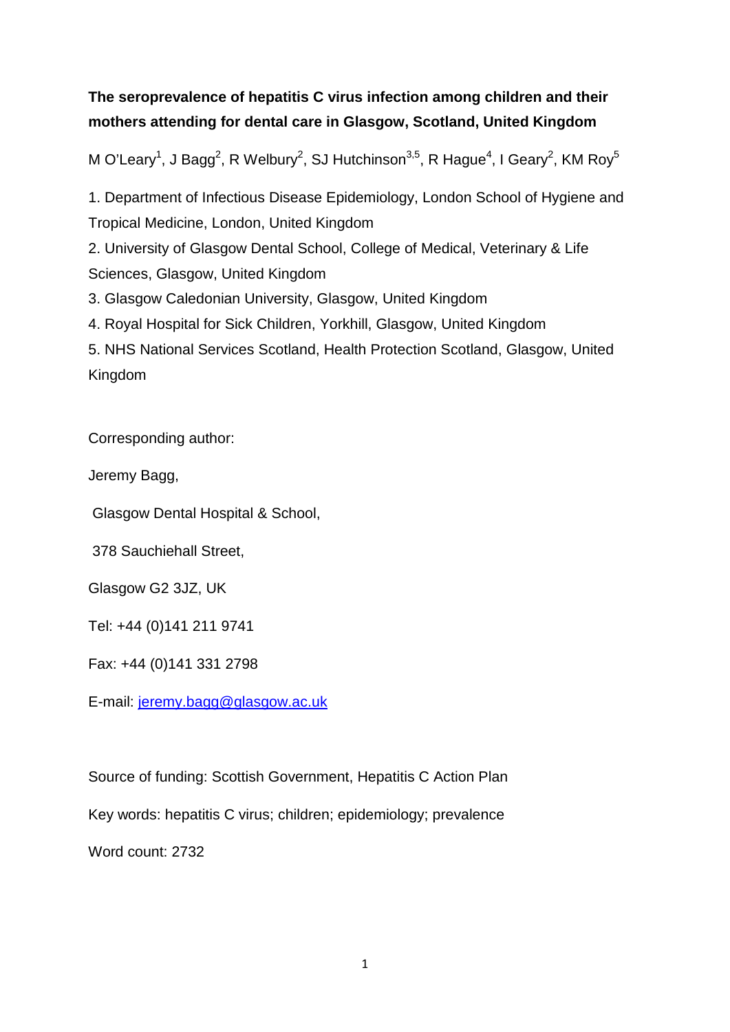**The seroprevalence of hepatitis C virus infection among children and their mothers attending for dental care in Glasgow, Scotland, United Kingdom**

M O'Leary[1], J Bagg[2], R Welbury[2], SJ Hutchinson[3,5], R Hague[4], I Geary[2], KM Roy[5]

1. Department of Infectious Disease Epidemiology, London School of Hygiene and Tropical Medicine, London, United Kingdom
2. University of Glasgow Dental School, College of Medical, Veterinary & Life Sciences, Glasgow, United Kingdom
3. Glasgow Caledonian University, Glasgow, United Kingdom
4. Royal Hospital for Sick Children, Yorkhill, Glasgow, United Kingdom
5. NHS National Services Scotland, Health Protection Scotland, Glasgow, United Kingdom

Corresponding author:

Jeremy Bagg,

Glasgow Dental Hospital & School,

378 Sauchiehall Street,

Glasgow G2 3JZ, UK

Tel: +44 (0)141 211 9741

Fax: +44 (0)141 331 2798

E-mail: jeremy.bagg@glasgow.ac.uk

Source of funding: Scottish Government, Hepatitis C Action Plan

Key words: hepatitis C virus; children; epidemiology; prevalence

Word count: 2732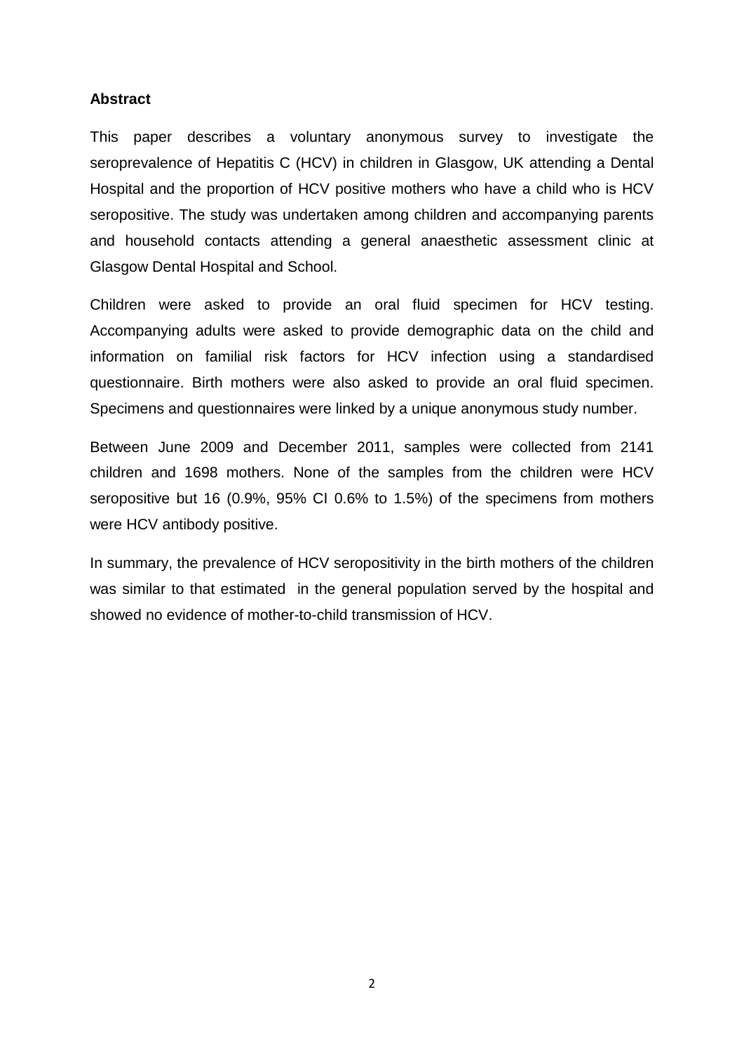## Abstract

This paper describes a voluntary anonymous survey to investigate the seroprevalence of Hepatitis C (HCV) in children in Glasgow, UK attending a Dental Hospital and the proportion of HCV positive mothers who have a child who is HCV seropositive. The study was undertaken among children and accompanying parents and household contacts attending a general anaesthetic assessment clinic at Glasgow Dental Hospital and School.

Children were asked to provide an oral fluid specimen for HCV testing. Accompanying adults were asked to provide demographic data on the child and information on familial risk factors for HCV infection using a standardised questionnaire. Birth mothers were also asked to provide an oral fluid specimen. Specimens and questionnaires were linked by a unique anonymous study number.

Between June 2009 and December 2011, samples were collected from 2141 children and 1698 mothers. None of the samples from the children were HCV seropositive but 16 (0.9%, 95% CI 0.6% to 1.5%) of the specimens from mothers were HCV antibody positive.

In summary, the prevalence of HCV seropositivity in the birth mothers of the children was similar to that estimated in the general population served by the hospital and showed no evidence of mother-to-child transmission of HCV.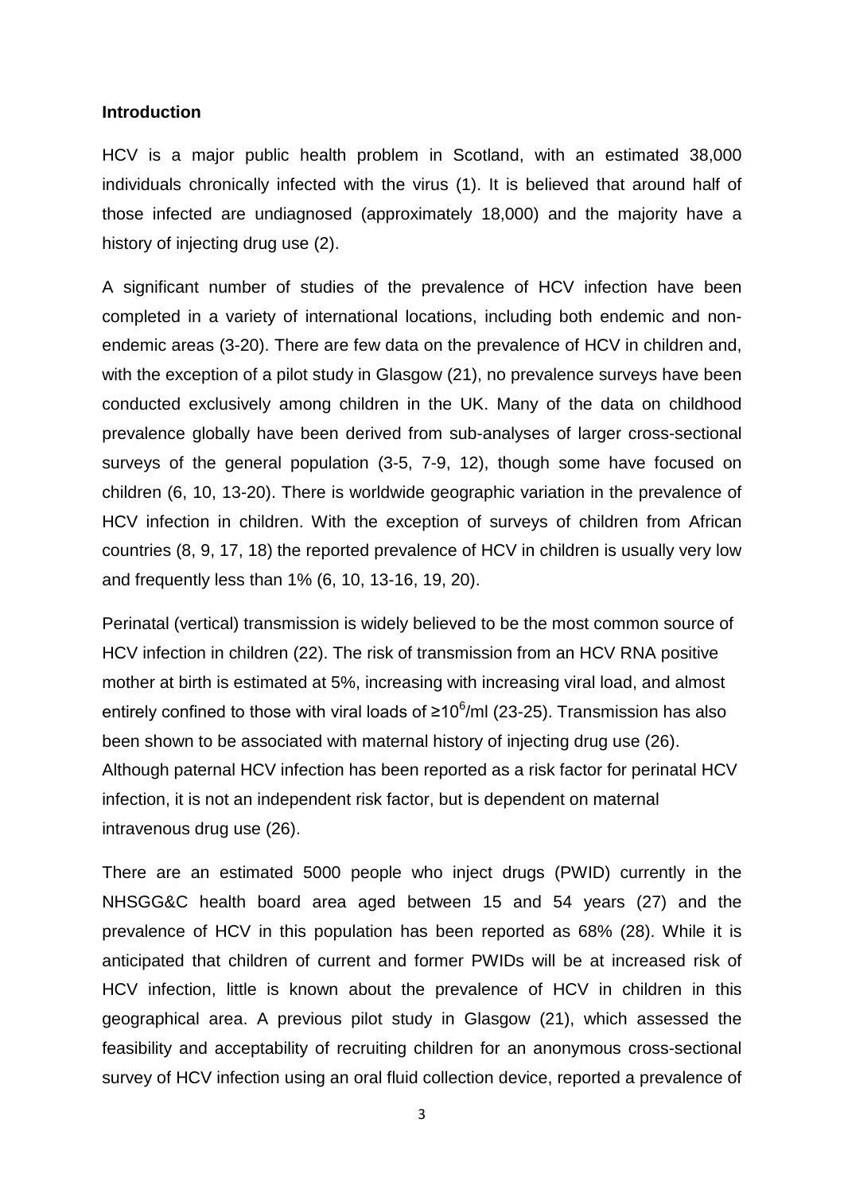### Introduction

HCV is a major public health problem in Scotland, with an estimated 38,000 individuals chronically infected with the virus (1). It is believed that around half of those infected are undiagnosed (approximately 18,000) and the majority have a history of injecting drug use (2).

A significant number of studies of the prevalence of HCV infection have been completed in a variety of international locations, including both endemic and non-endemic areas (3-20). There are few data on the prevalence of HCV in children and, with the exception of a pilot study in Glasgow (21), no prevalence surveys have been conducted exclusively among children in the UK. Many of the data on childhood prevalence globally have been derived from sub-analyses of larger cross-sectional surveys of the general population (3-5, 7-9, 12), though some have focused on children (6, 10, 13-20). There is worldwide geographic variation in the prevalence of HCV infection in children. With the exception of surveys of children from African countries (8, 9, 17, 18) the reported prevalence of HCV in children is usually very low and frequently less than 1% (6, 10, 13-16, 19, 20).

Perinatal (vertical) transmission is widely believed to be the most common source of HCV infection in children (22). The risk of transmission from an HCV RNA positive mother at birth is estimated at 5%, increasing with increasing viral load, and almost entirely confined to those with viral loads of $\geq 10^6$/ml (23-25). Transmission has also been shown to be associated with maternal history of injecting drug use (26). Although paternal HCV infection has been reported as a risk factor for perinatal HCV infection, it is not an independent risk factor, but is dependent on maternal intravenous drug use (26).

There are an estimated 5000 people who inject drugs (PWID) currently in the NHSGG&C health board area aged between 15 and 54 years (27) and the prevalence of HCV in this population has been reported as 68% (28). While it is anticipated that children of current and former PWIDs will be at increased risk of HCV infection, little is known about the prevalence of HCV in children in this geographical area. A previous pilot study in Glasgow (21), which assessed the feasibility and acceptability of recruiting children for an anonymous cross-sectional survey of HCV infection using an oral fluid collection device, reported a prevalence of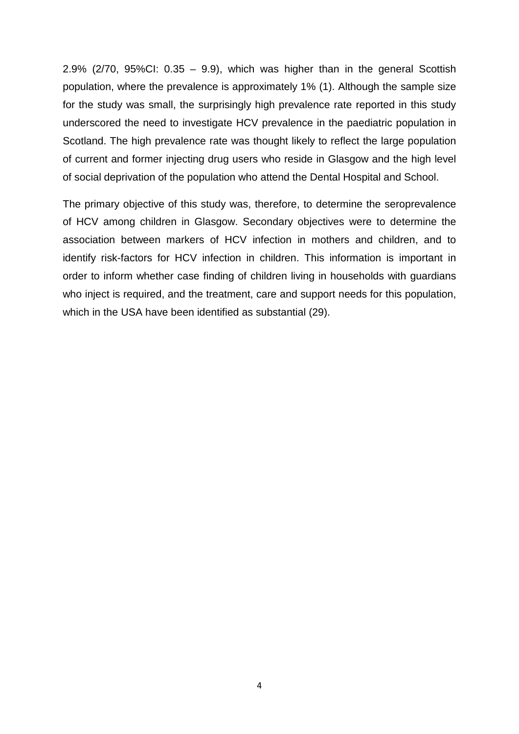2.9% (2/70, 95%CI: 0.35 – 9.9), which was higher than in the general Scottish population, where the prevalence is approximately 1% (1). Although the sample size for the study was small, the surprisingly high prevalence rate reported in this study underscored the need to investigate HCV prevalence in the paediatric population in Scotland. The high prevalence rate was thought likely to reflect the large population of current and former injecting drug users who reside in Glasgow and the high level of social deprivation of the population who attend the Dental Hospital and School.

The primary objective of this study was, therefore, to determine the seroprevalence of HCV among children in Glasgow. Secondary objectives were to determine the association between markers of HCV infection in mothers and children, and to identify risk-factors for HCV infection in children. This information is important in order to inform whether case finding of children living in households with guardians who inject is required, and the treatment, care and support needs for this population, which in the USA have been identified as substantial (29).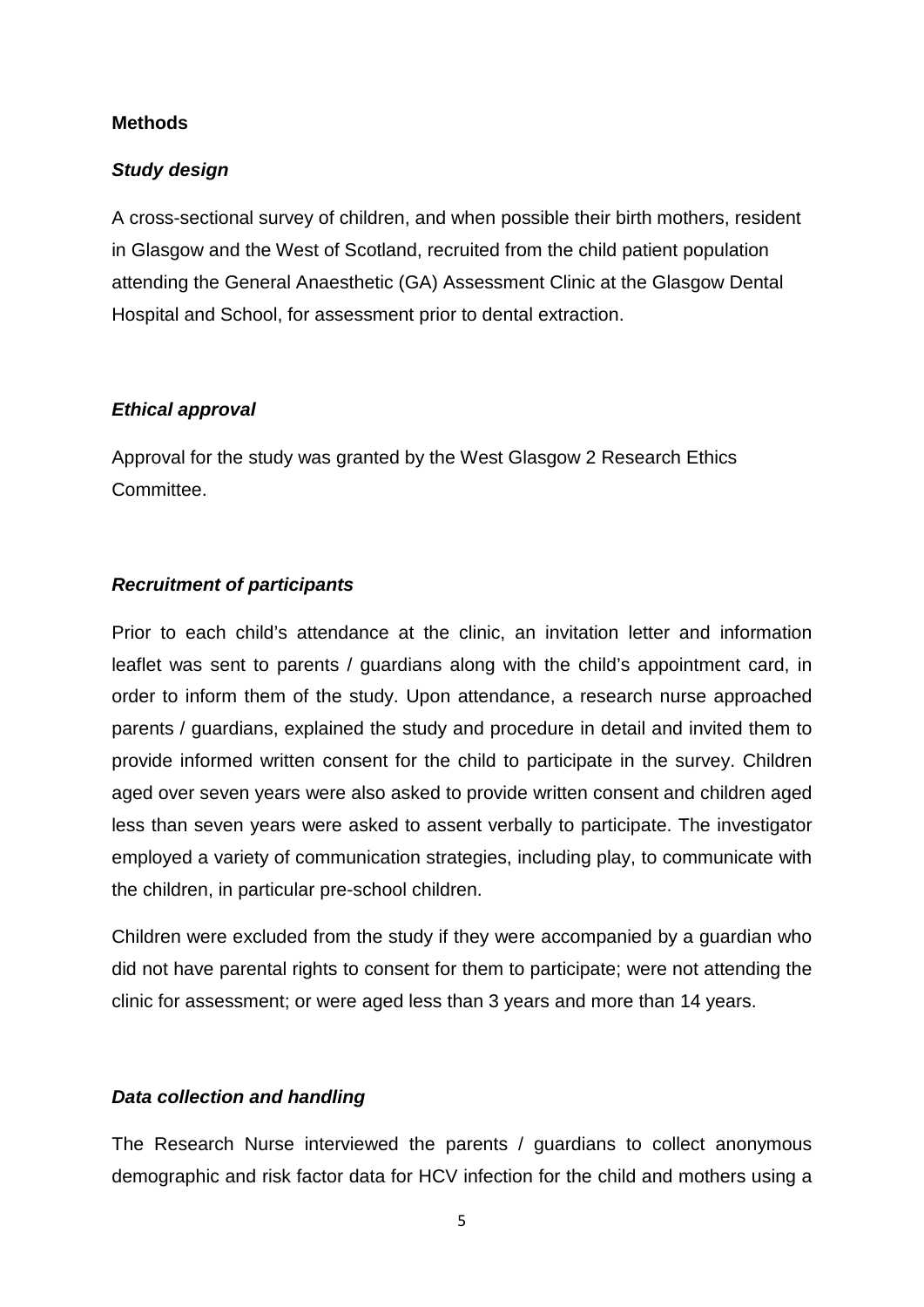**Methods**

***Study design***

A cross-sectional survey of children, and when possible their birth mothers, resident in Glasgow and the West of Scotland, recruited from the child patient population attending the General Anaesthetic (GA) Assessment Clinic at the Glasgow Dental Hospital and School, for assessment prior to dental extraction.

***Ethical approval***

Approval for the study was granted by the West Glasgow 2 Research Ethics Committee.

***Recruitment of participants***

Prior to each child's attendance at the clinic, an invitation letter and information leaflet was sent to parents / guardians along with the child's appointment card, in order to inform them of the study. Upon attendance, a research nurse approached parents / guardians, explained the study and procedure in detail and invited them to provide informed written consent for the child to participate in the survey. Children aged over seven years were also asked to provide written consent and children aged less than seven years were asked to assent verbally to participate. The investigator employed a variety of communication strategies, including play, to communicate with the children, in particular pre-school children.

Children were excluded from the study if they were accompanied by a guardian who did not have parental rights to consent for them to participate; were not attending the clinic for assessment; or were aged less than 3 years and more than 14 years.

***Data collection and handling***

The Research Nurse interviewed the parents / guardians to collect anonymous demographic and risk factor data for HCV infection for the child and mothers using a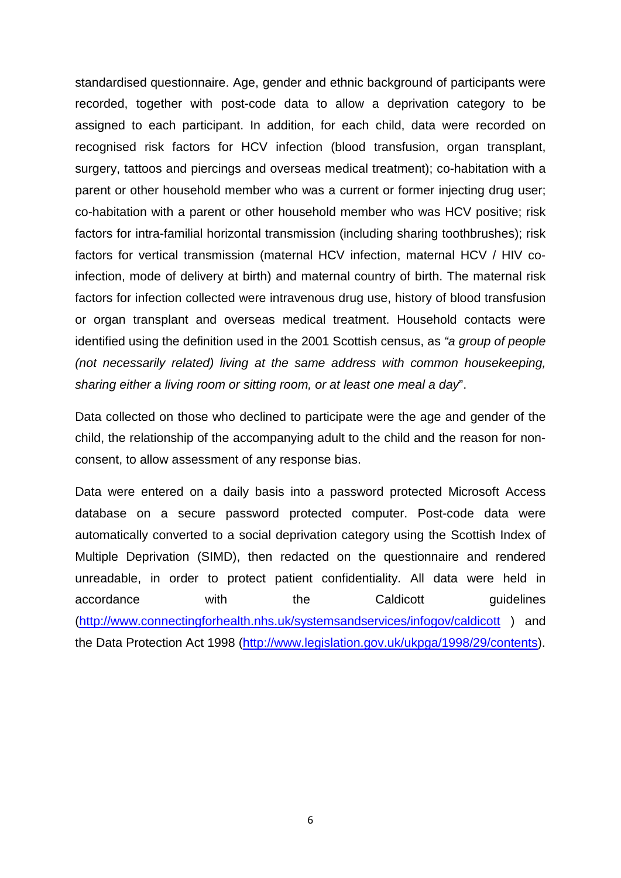standardised questionnaire. Age, gender and ethnic background of participants were recorded, together with post-code data to allow a deprivation category to be assigned to each participant. In addition, for each child, data were recorded on recognised risk factors for HCV infection (blood transfusion, organ transplant, surgery, tattoos and piercings and overseas medical treatment); co-habitation with a parent or other household member who was a current or former injecting drug user; co-habitation with a parent or other household member who was HCV positive; risk factors for intra-familial horizontal transmission (including sharing toothbrushes); risk factors for vertical transmission (maternal HCV infection, maternal HCV / HIV co-infection, mode of delivery at birth) and maternal country of birth. The maternal risk factors for infection collected were intravenous drug use, history of blood transfusion or organ transplant and overseas medical treatment. Household contacts were identified using the definition used in the 2001 Scottish census, as *"a group of people (not necessarily related) living at the same address with common housekeeping, sharing either a living room or sitting room, or at least one meal a day*".

Data collected on those who declined to participate were the age and gender of the child, the relationship of the accompanying adult to the child and the reason for non-consent, to allow assessment of any response bias.

Data were entered on a daily basis into a password protected Microsoft Access database on a secure password protected computer. Post-code data were automatically converted to a social deprivation category using the Scottish Index of Multiple Deprivation (SIMD), then redacted on the questionnaire and rendered unreadable, in order to protect patient confidentiality. All data were held in accordance with the Caldicott guidelines (http://www.connectingforhealth.nhs.uk/systemsandservices/infogov/caldicott ) and the Data Protection Act 1998 (http://www.legislation.gov.uk/ukpga/1998/29/contents).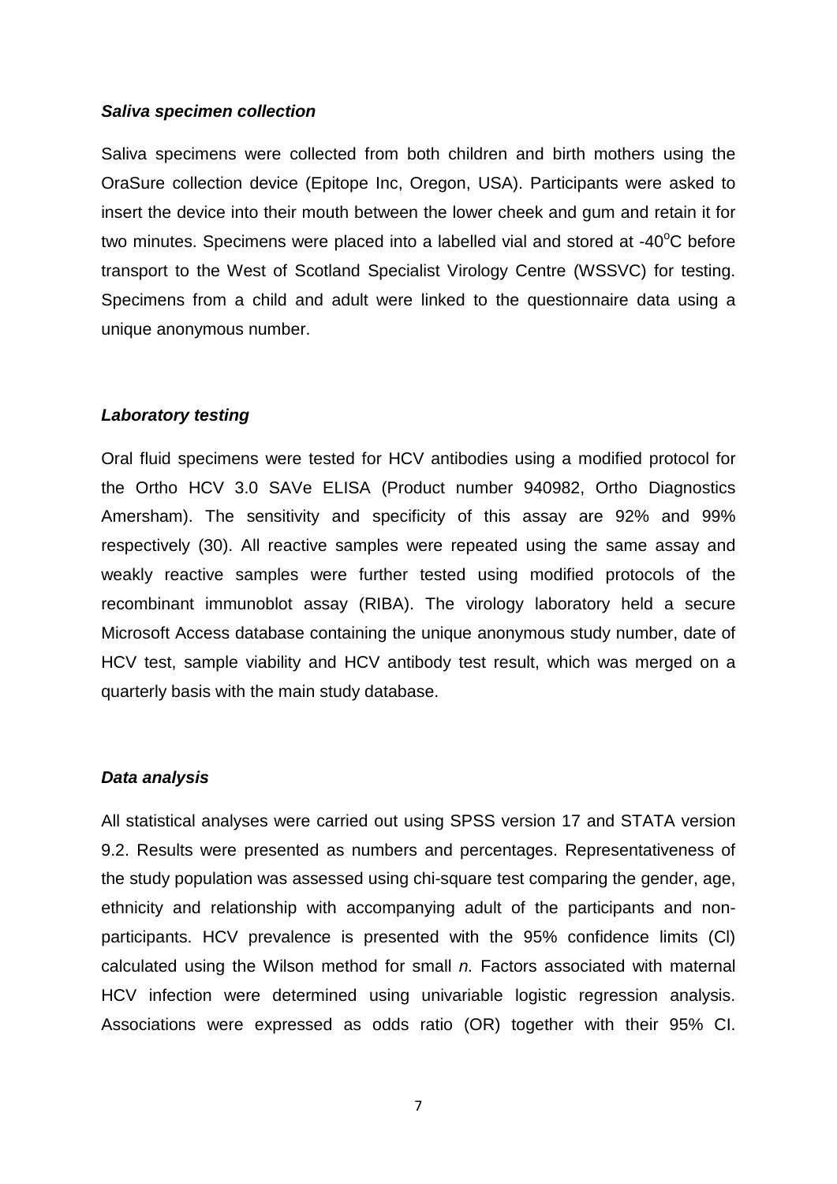### *Saliva specimen collection*

Saliva specimens were collected from both children and birth mothers using the OraSure collection device (Epitope Inc, Oregon, USA). Participants were asked to insert the device into their mouth between the lower cheek and gum and retain it for two minutes. Specimens were placed into a labelled vial and stored at -40$^{o}$C before transport to the West of Scotland Specialist Virology Centre (WSSVC) for testing. Specimens from a child and adult were linked to the questionnaire data using a unique anonymous number.

### *Laboratory testing*

Oral fluid specimens were tested for HCV antibodies using a modified protocol for the Ortho HCV 3.0 SAVe ELISA (Product number 940982, Ortho Diagnostics Amersham). The sensitivity and specificity of this assay are 92% and 99% respectively (30). All reactive samples were repeated using the same assay and weakly reactive samples were further tested using modified protocols of the recombinant immunoblot assay (RIBA). The virology laboratory held a secure Microsoft Access database containing the unique anonymous study number, date of HCV test, sample viability and HCV antibody test result, which was merged on a quarterly basis with the main study database.

### *Data analysis*

All statistical analyses were carried out using SPSS version 17 and STATA version 9.2. Results were presented as numbers and percentages. Representativeness of the study population was assessed using chi-square test comparing the gender, age, ethnicity and relationship with accompanying adult of the participants and non-participants. HCV prevalence is presented with the 95% confidence limits (Cl) calculated using the Wilson method for small *n.* Factors associated with maternal HCV infection were determined using univariable logistic regression analysis. Associations were expressed as odds ratio (OR) together with their 95% CI.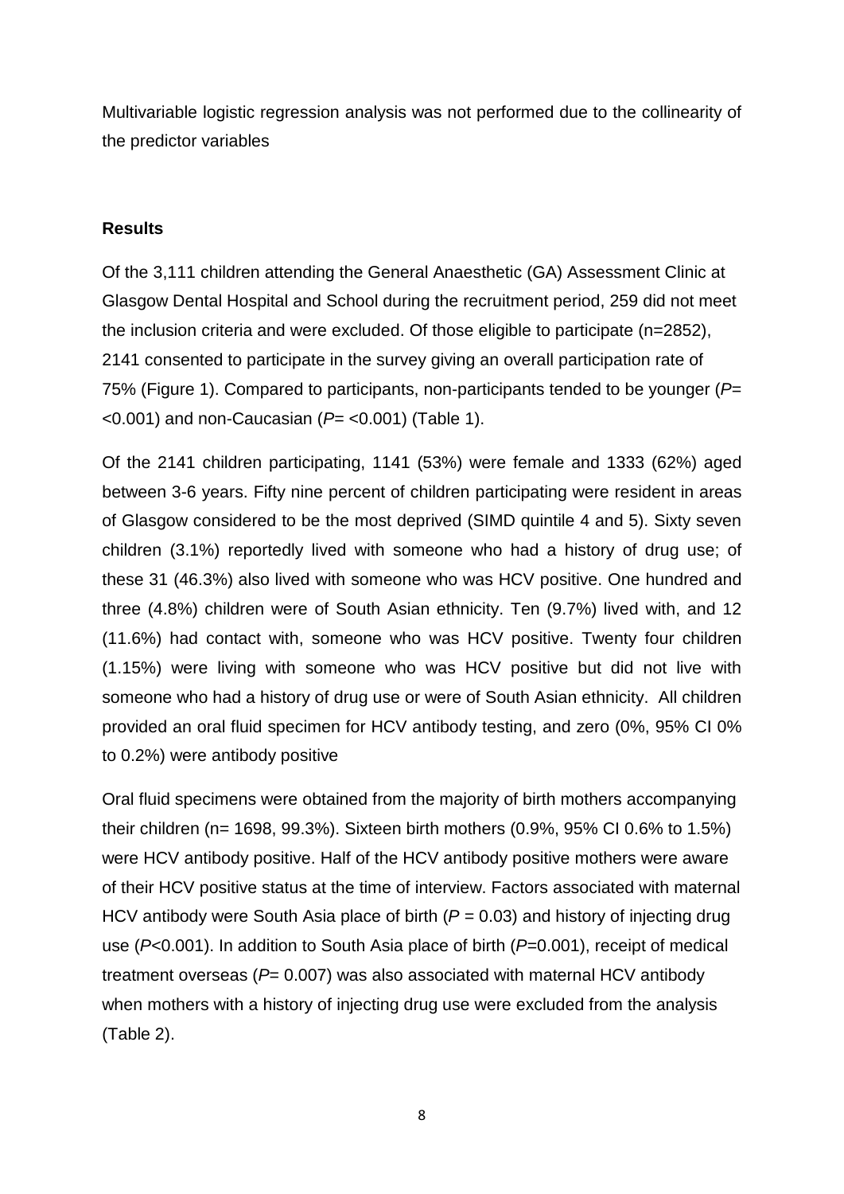Multivariable logistic regression analysis was not performed due to the collinearity of the predictor variables

### **Results**

Of the 3,111 children attending the General Anaesthetic (GA) Assessment Clinic at Glasgow Dental Hospital and School during the recruitment period, 259 did not meet the inclusion criteria and were excluded. Of those eligible to participate (n=2852), 2141 consented to participate in the survey giving an overall participation rate of 75% (Figure 1). Compared to participants, non-participants tended to be younger ($P$= <0.001) and non-Caucasian ($P$= <0.001) (Table 1).

Of the 2141 children participating, 1141 (53%) were female and 1333 (62%) aged between 3-6 years. Fifty nine percent of children participating were resident in areas of Glasgow considered to be the most deprived (SIMD quintile 4 and 5). Sixty seven children (3.1%) reportedly lived with someone who had a history of drug use; of these 31 (46.3%) also lived with someone who was HCV positive. One hundred and three (4.8%) children were of South Asian ethnicity. Ten (9.7%) lived with, and 12 (11.6%) had contact with, someone who was HCV positive. Twenty four children (1.15%) were living with someone who was HCV positive but did not live with someone who had a history of drug use or were of South Asian ethnicity. All children provided an oral fluid specimen for HCV antibody testing, and zero (0%, 95% CI 0% to 0.2%) were antibody positive

Oral fluid specimens were obtained from the majority of birth mothers accompanying their children (n= 1698, 99.3%). Sixteen birth mothers (0.9%, 95% CI 0.6% to 1.5%) were HCV antibody positive. Half of the HCV antibody positive mothers were aware of their HCV positive status at the time of interview. Factors associated with maternal HCV antibody were South Asia place of birth ($P$ = 0.03) and history of injecting drug use ($P$<0.001). In addition to South Asia place of birth ($P$=0.001), receipt of medical treatment overseas ($P$= 0.007) was also associated with maternal HCV antibody when mothers with a history of injecting drug use were excluded from the analysis (Table 2).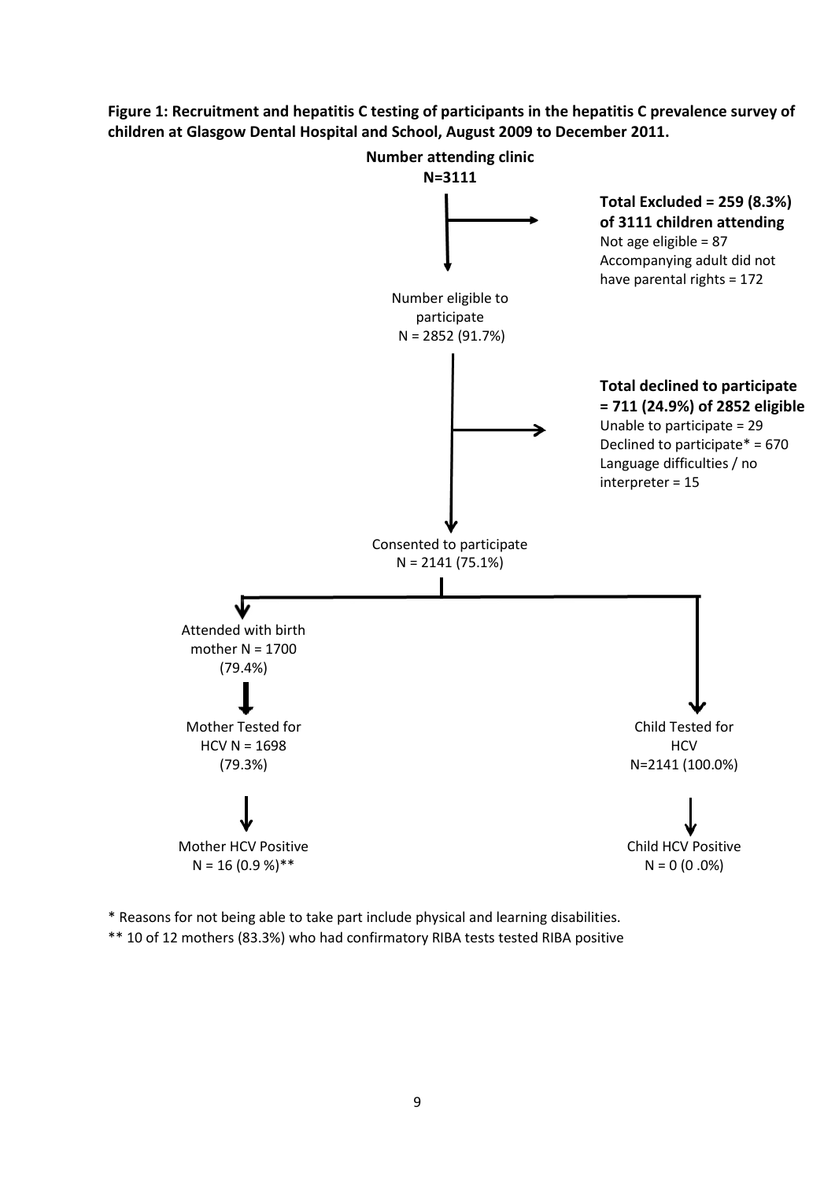**Figure 1: Recruitment and hepatitis C testing of participants in the hepatitis C prevalence survey of children at Glasgow Dental Hospital and School, August 2009 to December 2011.**

**Number attending clinic**
**N=3111**

**Total Excluded = 259 (8.3%) of 3111 children attending**
Not age eligible = 87
Accompanying adult did not have parental rights = 172

Number eligible to participate
N = 2852 (91.7%)

**Total declined to participate = 711 (24.9%) of 2852 eligible**
Unable to participate = 29
Declined to participate* = 670
Language difficulties / no interpreter = 15

Consented to participate
N = 2141 (75.1%)

Attended with birth mother N = 1700 (79.4%)

Mother Tested for HCV N = 1698 (79.3%)

Mother HCV Positive
N = 16 (0.9 %)**

Child Tested for HCV
N=2141 (100.0%)

Child HCV Positive
N = 0 (0 .0%)

* Reasons for not being able to take part include physical and learning disabilities.

** 10 of 12 mothers (83.3%) who had confirmatory RIBA tests tested RIBA positive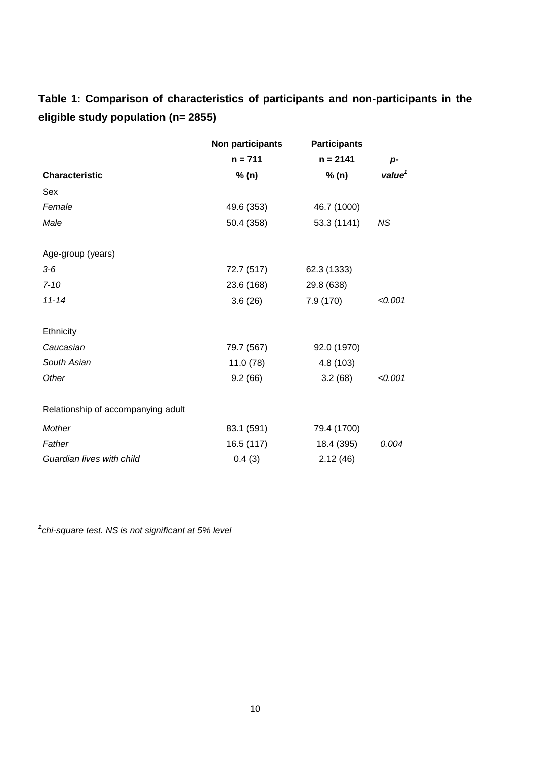**Table 1: Comparison of characteristics of participants and non-participants in the eligible study population (n= 2855)**

| Characteristic | Non participants n = 711 % (n) | Participants n = 2141 % (n) | p-value[1] |
|---|---|---|---|
| Sex | | | |
| *Female* | 49.6 (353) | 46.7 (1000) | |
| *Male* | 50.4 (358) | 53.3 (1141) | *NS* |
| | | | |
| Age-group (years) | | | |
| *3-6* | 72.7 (517) | 62.3 (1333) | |
| *7-10* | 23.6 (168) | 29.8 (638) | |
| *11-14* | 3.6 (26) | 7.9 (170) | *<0.001* |
| | | | |
| Ethnicity | | | |
| *Caucasian* | 79.7 (567) | 92.0 (1970) | |
| *South Asian* | 11.0 (78) | 4.8 (103) | |
| *Other* | 9.2 (66) | 3.2 (68) | *<0.001* |
| | | | |
| Relationship of accompanying adult | | | |
| *Mother* | 83.1 (591) | 79.4 (1700) | |
| *Father* | 16.5 (117) | 18.4 (395) | *0.004* |
| *Guardian lives with child* | 0.4 (3) | 2.12 (46) | |

[1]*chi-square test. NS is not significant at 5% level*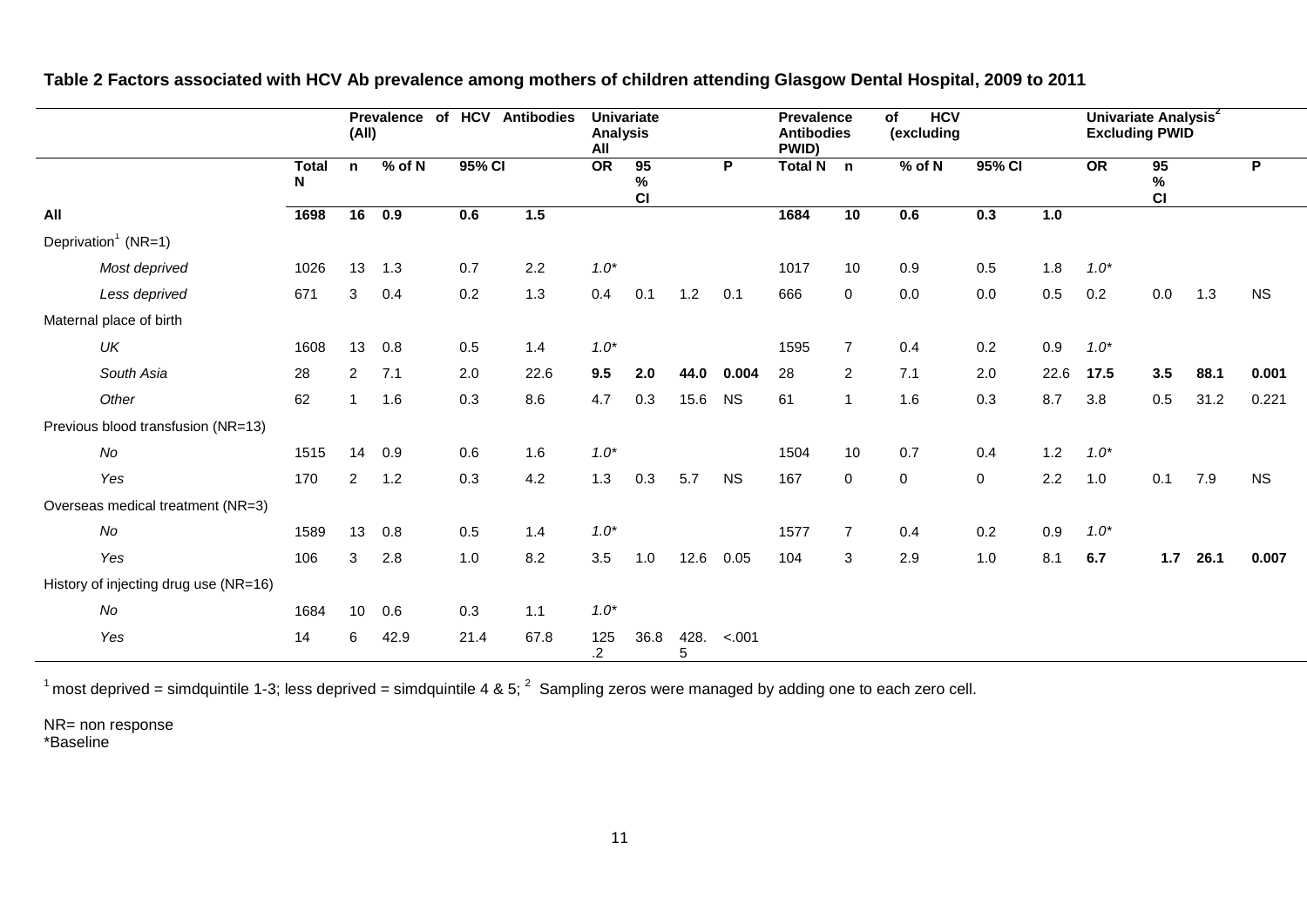**Table 2 Factors associated with HCV Ab prevalence among mothers of children attending Glasgow Dental Hospital, 2009 to 2011**

| | Prevalence of HCV Antibodies (All) | | | | | Univariate Analysis All | | | | Prevalence of HCV Antibodies (excluding PWID) | | | | | Univariate Analysis[2] Excluding PWID | | | |
|---|---|---|---|---|---|---|---|---|---|---|---|---|---|---|---|---|---|---|
| | Total N | n | % of N | 95% CI | | OR | 95 % CI | | P | Total N | n | % of N | 95% CI | | OR | 95 % CI | | P |
| **All** | **1698** | **16** | **0.9** | **0.6** | **1.5** | | | | | **1684** | **10** | **0.6** | **0.3** | **1.0** | | | | |
| Deprivation[1] (NR=1) | | | | | | | | | | | | | | | | | | |
| *Most deprived* | 1026 | 13 | 1.3 | 0.7 | 2.2 | *1.0** | | | | 1017 | 10 | 0.9 | 0.5 | 1.8 | *1.0** | | | |
| *Less deprived* | 671 | 3 | 0.4 | 0.2 | 1.3 | 0.4 | 0.1 | 1.2 | 0.1 | 666 | 0 | 0.0 | 0.0 | 0.5 | 0.2 | 0.0 | 1.3 | NS |
| Maternal place of birth | | | | | | | | | | | | | | | | | | |
| *UK* | 1608 | 13 | 0.8 | 0.5 | 1.4 | *1.0** | | | | 1595 | 7 | 0.4 | 0.2 | 0.9 | *1.0** | | | |
| *South Asia* | 28 | 2 | 7.1 | 2.0 | 22.6 | **9.5** | **2.0** | **44.0** | **0.004** | 28 | 2 | 7.1 | 2.0 | 22.6 | **17.5** | **3.5** | **88.1** | **0.001** |
| *Other* | 62 | 1 | 1.6 | 0.3 | 8.6 | 4.7 | 0.3 | 15.6 | NS | 61 | 1 | 1.6 | 0.3 | 8.7 | 3.8 | 0.5 | 31.2 | 0.221 |
| Previous blood transfusion (NR=13) | | | | | | | | | | | | | | | | | | |
| *No* | 1515 | 14 | 0.9 | 0.6 | 1.6 | *1.0** | | | | 1504 | 10 | 0.7 | 0.4 | 1.2 | *1.0** | | | |
| *Yes* | 170 | 2 | 1.2 | 0.3 | 4.2 | 1.3 | 0.3 | 5.7 | NS | 167 | 0 | 0 | 0 | 2.2 | 1.0 | 0.1 | 7.9 | NS |
| Overseas medical treatment (NR=3) | | | | | | | | | | | | | | | | | | |
| *No* | 1589 | 13 | 0.8 | 0.5 | 1.4 | *1.0** | | | | 1577 | 7 | 0.4 | 0.2 | 0.9 | *1.0** | | | |
| *Yes* | 106 | 3 | 2.8 | 1.0 | 8.2 | 3.5 | 1.0 | 12.6 | 0.05 | 104 | 3 | 2.9 | 1.0 | 8.1 | **6.7** | **1.7** | **26.1** | **0.007** |
| History of injecting drug use (NR=16) | | | | | | | | | | | | | | | | | | |
| *No* | 1684 | 10 | 0.6 | 0.3 | 1.1 | *1.0** | | | | | | | | | | | | |
| *Yes* | 14 | 6 | 42.9 | 21.4 | 67.8 | 125.2 | 36.8 | 428.5 | <.001 | | | | | | | | | |

[1] most deprived = simdquintile 1-3; less deprived = simdquintile 4 & 5; [2] Sampling zeros were managed by adding one to each zero cell.

NR= non response
*Baseline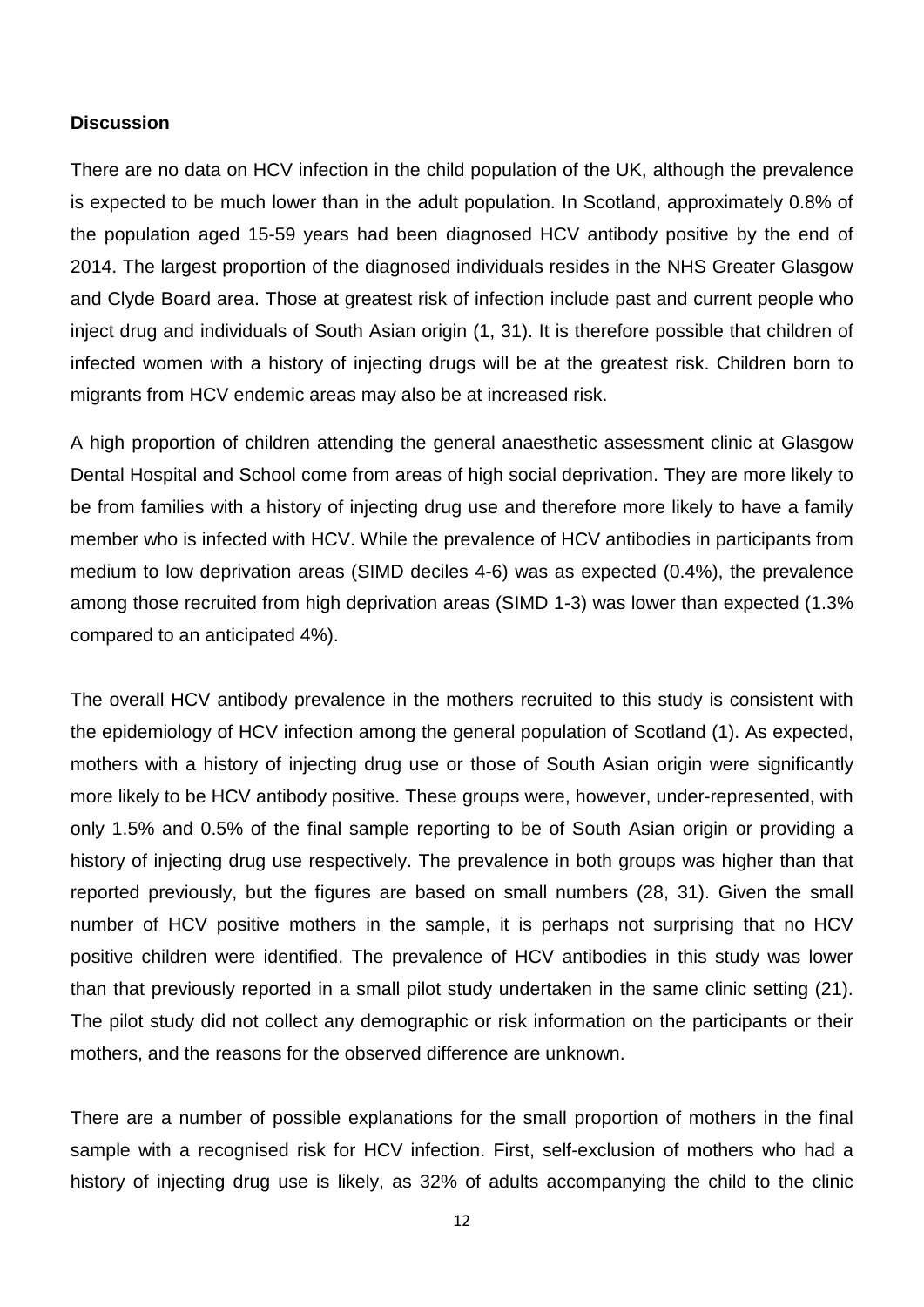### Discussion

There are no data on HCV infection in the child population of the UK, although the prevalence is expected to be much lower than in the adult population. In Scotland, approximately 0.8% of the population aged 15-59 years had been diagnosed HCV antibody positive by the end of 2014. The largest proportion of the diagnosed individuals resides in the NHS Greater Glasgow and Clyde Board area. Those at greatest risk of infection include past and current people who inject drug and individuals of South Asian origin (1, 31). It is therefore possible that children of infected women with a history of injecting drugs will be at the greatest risk. Children born to migrants from HCV endemic areas may also be at increased risk.

A high proportion of children attending the general anaesthetic assessment clinic at Glasgow Dental Hospital and School come from areas of high social deprivation. They are more likely to be from families with a history of injecting drug use and therefore more likely to have a family member who is infected with HCV. While the prevalence of HCV antibodies in participants from medium to low deprivation areas (SIMD deciles 4-6) was as expected (0.4%), the prevalence among those recruited from high deprivation areas (SIMD 1-3) was lower than expected (1.3% compared to an anticipated 4%).

The overall HCV antibody prevalence in the mothers recruited to this study is consistent with the epidemiology of HCV infection among the general population of Scotland (1). As expected, mothers with a history of injecting drug use or those of South Asian origin were significantly more likely to be HCV antibody positive. These groups were, however, under-represented, with only 1.5% and 0.5% of the final sample reporting to be of South Asian origin or providing a history of injecting drug use respectively. The prevalence in both groups was higher than that reported previously, but the figures are based on small numbers (28, 31). Given the small number of HCV positive mothers in the sample, it is perhaps not surprising that no HCV positive children were identified. The prevalence of HCV antibodies in this study was lower than that previously reported in a small pilot study undertaken in the same clinic setting (21). The pilot study did not collect any demographic or risk information on the participants or their mothers, and the reasons for the observed difference are unknown.

There are a number of possible explanations for the small proportion of mothers in the final sample with a recognised risk for HCV infection. First, self-exclusion of mothers who had a history of injecting drug use is likely, as 32% of adults accompanying the child to the clinic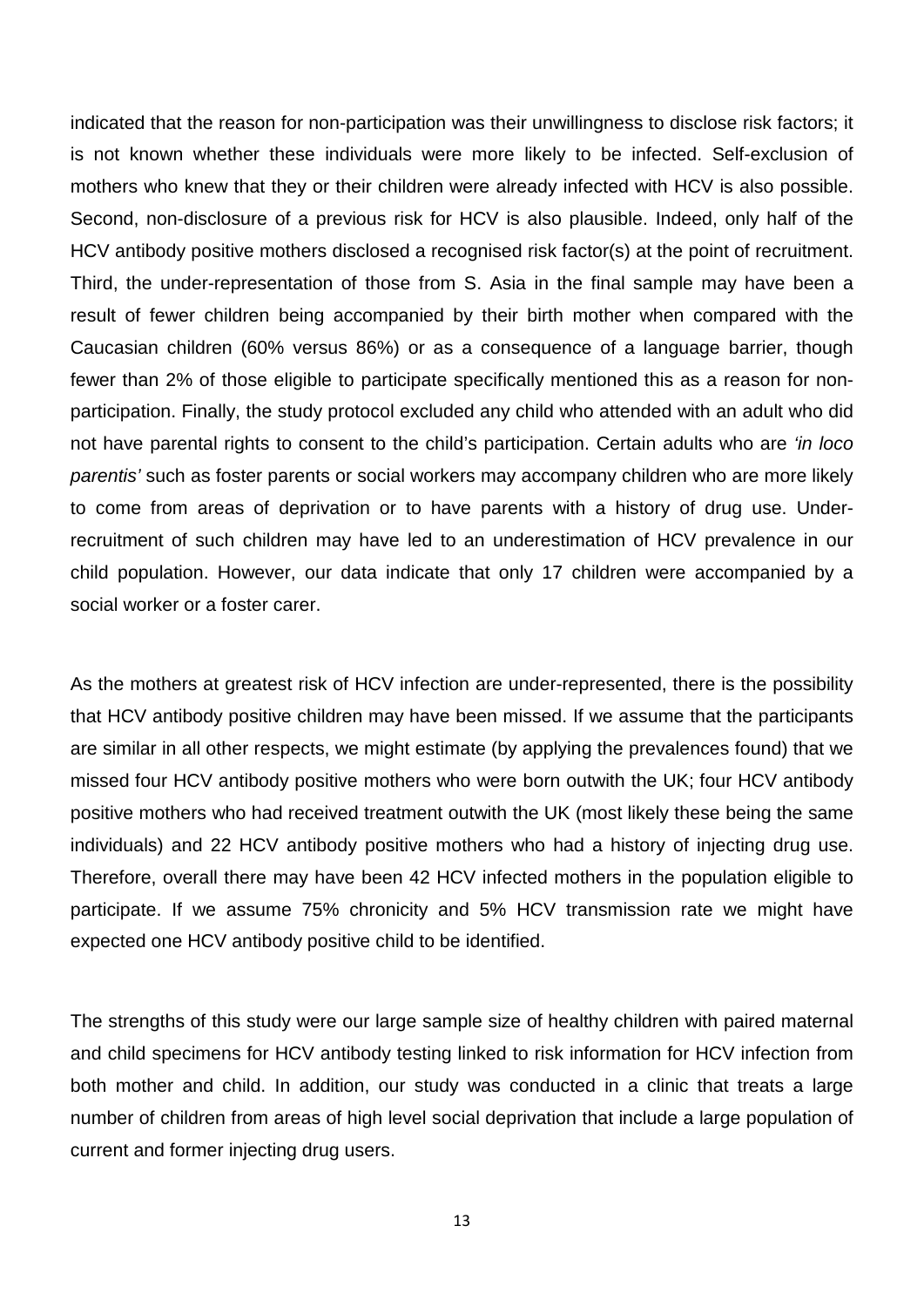indicated that the reason for non-participation was their unwillingness to disclose risk factors; it is not known whether these individuals were more likely to be infected. Self-exclusion of mothers who knew that they or their children were already infected with HCV is also possible. Second, non-disclosure of a previous risk for HCV is also plausible. Indeed, only half of the HCV antibody positive mothers disclosed a recognised risk factor(s) at the point of recruitment. Third, the under-representation of those from S. Asia in the final sample may have been a result of fewer children being accompanied by their birth mother when compared with the Caucasian children (60% versus 86%) or as a consequence of a language barrier, though fewer than 2% of those eligible to participate specifically mentioned this as a reason for non-participation. Finally, the study protocol excluded any child who attended with an adult who did not have parental rights to consent to the child's participation. Certain adults who are *'in loco parentis'* such as foster parents or social workers may accompany children who are more likely to come from areas of deprivation or to have parents with a history of drug use. Under-recruitment of such children may have led to an underestimation of HCV prevalence in our child population. However, our data indicate that only 17 children were accompanied by a social worker or a foster carer.

As the mothers at greatest risk of HCV infection are under-represented, there is the possibility that HCV antibody positive children may have been missed. If we assume that the participants are similar in all other respects, we might estimate (by applying the prevalences found) that we missed four HCV antibody positive mothers who were born outwith the UK; four HCV antibody positive mothers who had received treatment outwith the UK (most likely these being the same individuals) and 22 HCV antibody positive mothers who had a history of injecting drug use. Therefore, overall there may have been 42 HCV infected mothers in the population eligible to participate. If we assume 75% chronicity and 5% HCV transmission rate we might have expected one HCV antibody positive child to be identified.

The strengths of this study were our large sample size of healthy children with paired maternal and child specimens for HCV antibody testing linked to risk information for HCV infection from both mother and child. In addition, our study was conducted in a clinic that treats a large number of children from areas of high level social deprivation that include a large population of current and former injecting drug users.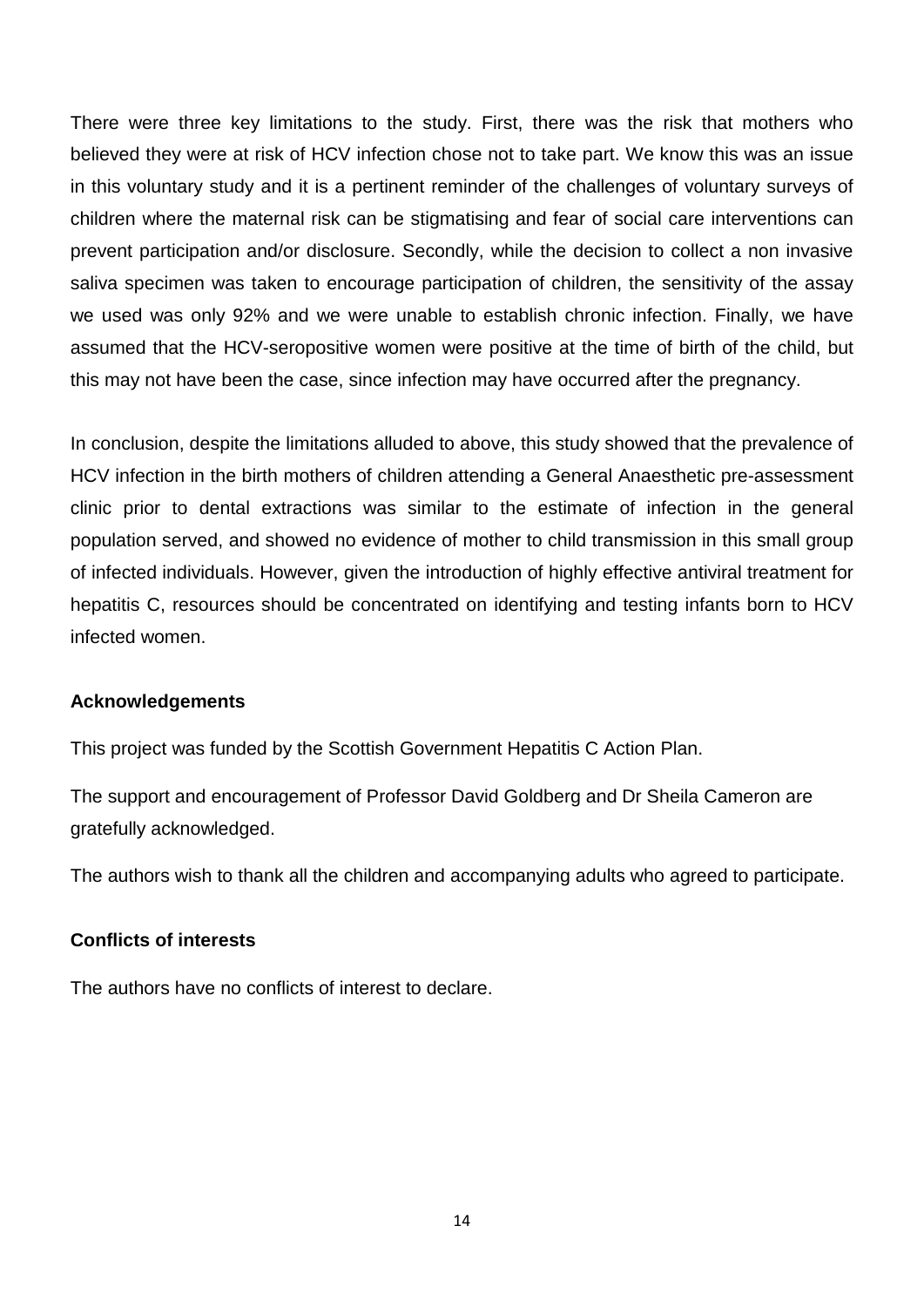There were three key limitations to the study. First, there was the risk that mothers who believed they were at risk of HCV infection chose not to take part. We know this was an issue in this voluntary study and it is a pertinent reminder of the challenges of voluntary surveys of children where the maternal risk can be stigmatising and fear of social care interventions can prevent participation and/or disclosure. Secondly, while the decision to collect a non invasive saliva specimen was taken to encourage participation of children, the sensitivity of the assay we used was only 92% and we were unable to establish chronic infection. Finally, we have assumed that the HCV-seropositive women were positive at the time of birth of the child, but this may not have been the case, since infection may have occurred after the pregnancy.

In conclusion, despite the limitations alluded to above, this study showed that the prevalence of HCV infection in the birth mothers of children attending a General Anaesthetic pre-assessment clinic prior to dental extractions was similar to the estimate of infection in the general population served, and showed no evidence of mother to child transmission in this small group of infected individuals. However, given the introduction of highly effective antiviral treatment for hepatitis C, resources should be concentrated on identifying and testing infants born to HCV infected women.

### Acknowledgements

This project was funded by the Scottish Government Hepatitis C Action Plan.

The support and encouragement of Professor David Goldberg and Dr Sheila Cameron are gratefully acknowledged.

The authors wish to thank all the children and accompanying adults who agreed to participate.

### Conflicts of interests

The authors have no conflicts of interest to declare.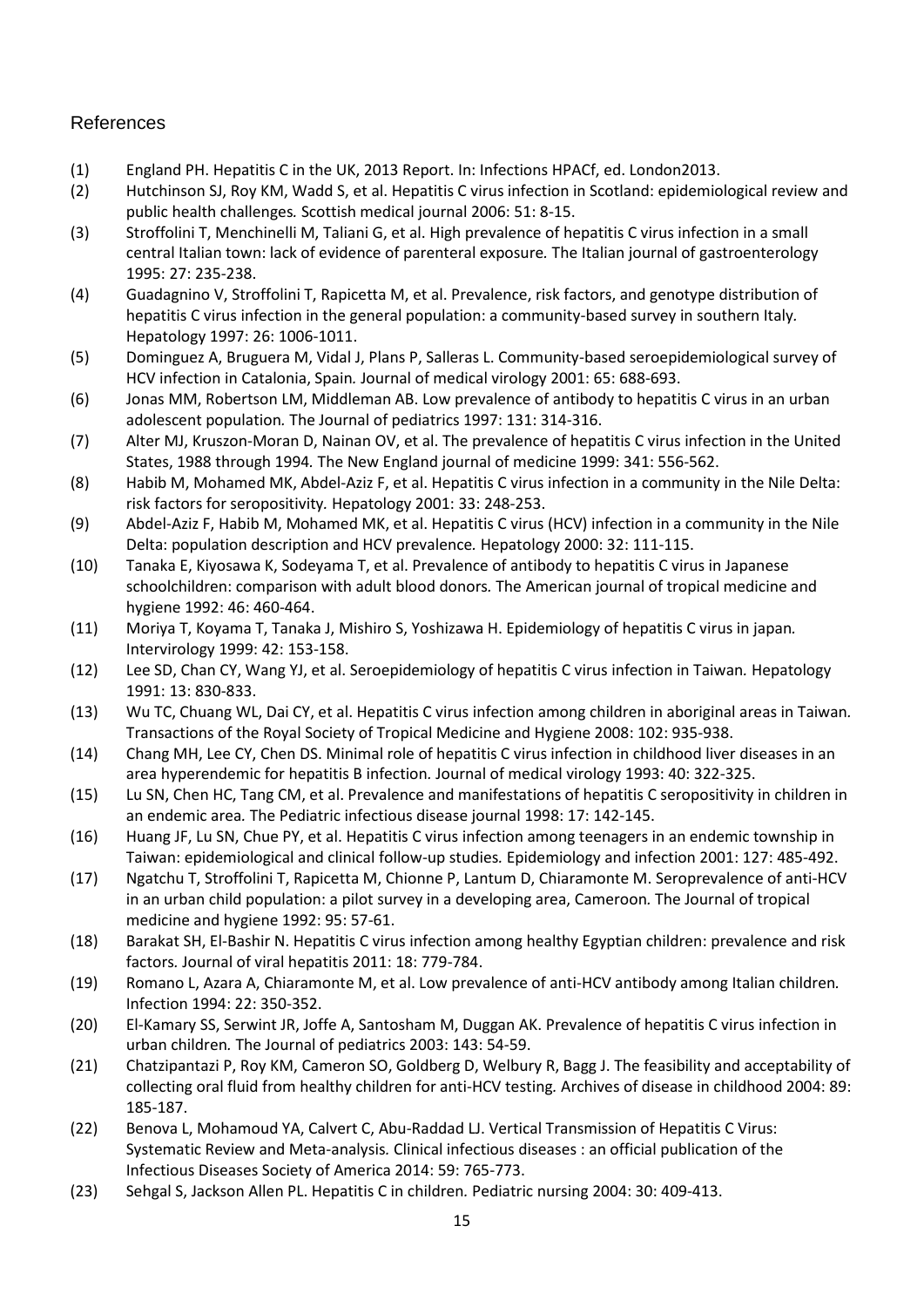## References

(1) England PH. Hepatitis C in the UK, 2013 Report. In: Infections HPACf, ed. London2013.

(2) Hutchinson SJ, Roy KM, Wadd S, et al. Hepatitis C virus infection in Scotland: epidemiological review and public health challenges. *Scottish medical journal* 2006: 51: 8-15.

(3) Stroffolini T, Menchinelli M, Taliani G, et al. High prevalence of hepatitis C virus infection in a small central Italian town: lack of evidence of parenteral exposure. *The Italian journal of gastroenterology* 1995: 27: 235-238.

(4) Guadagnino V, Stroffolini T, Rapicetta M, et al. Prevalence, risk factors, and genotype distribution of hepatitis C virus infection in the general population: a community-based survey in southern Italy. *Hepatology* 1997: 26: 1006-1011.

(5) Dominguez A, Bruguera M, Vidal J, Plans P, Salleras L. Community-based seroepidemiological survey of HCV infection in Catalonia, Spain. *Journal of medical virology* 2001: 65: 688-693.

(6) Jonas MM, Robertson LM, Middleman AB. Low prevalence of antibody to hepatitis C virus in an urban adolescent population. *The Journal of pediatrics* 1997: 131: 314-316.

(7) Alter MJ, Kruszon-Moran D, Nainan OV, et al. The prevalence of hepatitis C virus infection in the United States, 1988 through 1994. *The New England journal of medicine* 1999: 341: 556-562.

(8) Habib M, Mohamed MK, Abdel-Aziz F, et al. Hepatitis C virus infection in a community in the Nile Delta: risk factors for seropositivity. *Hepatology* 2001: 33: 248-253.

(9) Abdel-Aziz F, Habib M, Mohamed MK, et al. Hepatitis C virus (HCV) infection in a community in the Nile Delta: population description and HCV prevalence. *Hepatology* 2000: 32: 111-115.

(10) Tanaka E, Kiyosawa K, Sodeyama T, et al. Prevalence of antibody to hepatitis C virus in Japanese schoolchildren: comparison with adult blood donors. *The American journal of tropical medicine and hygiene* 1992: 46: 460-464.

(11) Moriya T, Koyama T, Tanaka J, Mishiro S, Yoshizawa H. Epidemiology of hepatitis C virus in japan. *Intervirology* 1999: 42: 153-158.

(12) Lee SD, Chan CY, Wang YJ, et al. Seroepidemiology of hepatitis C virus infection in Taiwan. *Hepatology* 1991: 13: 830-833.

(13) Wu TC, Chuang WL, Dai CY, et al. Hepatitis C virus infection among children in aboriginal areas in Taiwan. *Transactions of the Royal Society of Tropical Medicine and Hygiene* 2008: 102: 935-938.

(14) Chang MH, Lee CY, Chen DS. Minimal role of hepatitis C virus infection in childhood liver diseases in an area hyperendemic for hepatitis B infection. *Journal of medical virology* 1993: 40: 322-325.

(15) Lu SN, Chen HC, Tang CM, et al. Prevalence and manifestations of hepatitis C seropositivity in children in an endemic area. *The Pediatric infectious disease journal* 1998: 17: 142-145.

(16) Huang JF, Lu SN, Chue PY, et al. Hepatitis C virus infection among teenagers in an endemic township in Taiwan: epidemiological and clinical follow-up studies. *Epidemiology and infection* 2001: 127: 485-492.

(17) Ngatchu T, Stroffolini T, Rapicetta M, Chionne P, Lantum D, Chiaramonte M. Seroprevalence of anti-HCV in an urban child population: a pilot survey in a developing area, Cameroon. *The Journal of tropical medicine and hygiene* 1992: 95: 57-61.

(18) Barakat SH, El-Bashir N. Hepatitis C virus infection among healthy Egyptian children: prevalence and risk factors. *Journal of viral hepatitis* 2011: 18: 779-784.

(19) Romano L, Azara A, Chiaramonte M, et al. Low prevalence of anti-HCV antibody among Italian children. *Infection* 1994: 22: 350-352.

(20) El-Kamary SS, Serwint JR, Joffe A, Santosham M, Duggan AK. Prevalence of hepatitis C virus infection in urban children. *The Journal of pediatrics* 2003: 143: 54-59.

(21) Chatzipantazi P, Roy KM, Cameron SO, Goldberg D, Welbury R, Bagg J. The feasibility and acceptability of collecting oral fluid from healthy children for anti-HCV testing. *Archives of disease in childhood* 2004: 89: 185-187.

(22) Benova L, Mohamoud YA, Calvert C, Abu-Raddad LJ. Vertical Transmission of Hepatitis C Virus: Systematic Review and Meta-analysis. *Clinical infectious diseases : an official publication of the Infectious Diseases Society of America* 2014: 59: 765-773.

(23) Sehgal S, Jackson Allen PL. Hepatitis C in children. *Pediatric nursing* 2004: 30: 409-413.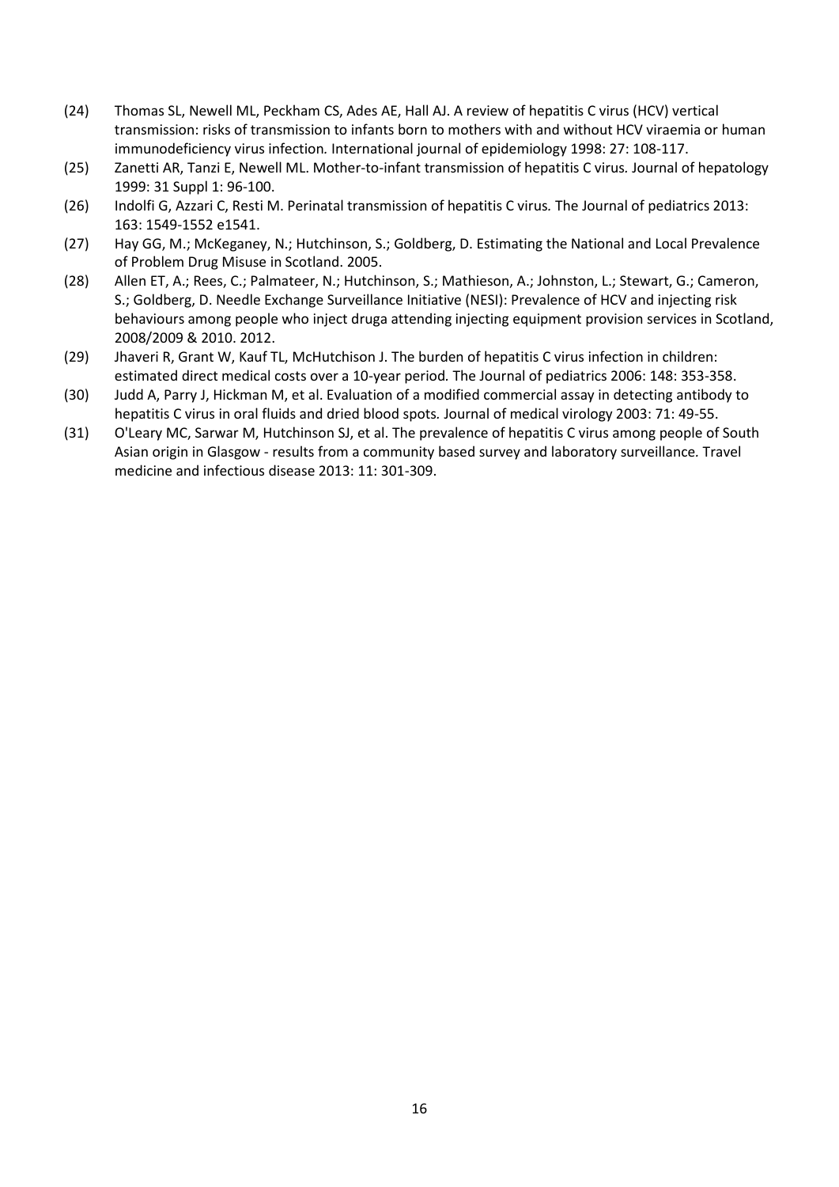(24) Thomas SL, Newell ML, Peckham CS, Ades AE, Hall AJ. A review of hepatitis C virus (HCV) vertical transmission: risks of transmission to infants born to mothers with and without HCV viraemia or human immunodeficiency virus infection. International journal of epidemiology 1998: 27: 108-117.

(25) Zanetti AR, Tanzi E, Newell ML. Mother-to-infant transmission of hepatitis C virus. Journal of hepatology 1999: 31 Suppl 1: 96-100.

(26) Indolfi G, Azzari C, Resti M. Perinatal transmission of hepatitis C virus. The Journal of pediatrics 2013: 163: 1549-1552 e1541.

(27) Hay GG, M.; McKeganey, N.; Hutchinson, S.; Goldberg, D. Estimating the National and Local Prevalence of Problem Drug Misuse in Scotland. 2005.

(28) Allen ET, A.; Rees, C.; Palmateer, N.; Hutchinson, S.; Mathieson, A.; Johnston, L.; Stewart, G.; Cameron, S.; Goldberg, D. Needle Exchange Surveillance Initiative (NESI): Prevalence of HCV and injecting risk behaviours among people who inject druga attending injecting equipment provision services in Scotland, 2008/2009 & 2010. 2012.

(29) Jhaveri R, Grant W, Kauf TL, McHutchison J. The burden of hepatitis C virus infection in children: estimated direct medical costs over a 10-year period. The Journal of pediatrics 2006: 148: 353-358.

(30) Judd A, Parry J, Hickman M, et al. Evaluation of a modified commercial assay in detecting antibody to hepatitis C virus in oral fluids and dried blood spots. Journal of medical virology 2003: 71: 49-55.

(31) O'Leary MC, Sarwar M, Hutchinson SJ, et al. The prevalence of hepatitis C virus among people of South Asian origin in Glasgow - results from a community based survey and laboratory surveillance. Travel medicine and infectious disease 2013: 11: 301-309.